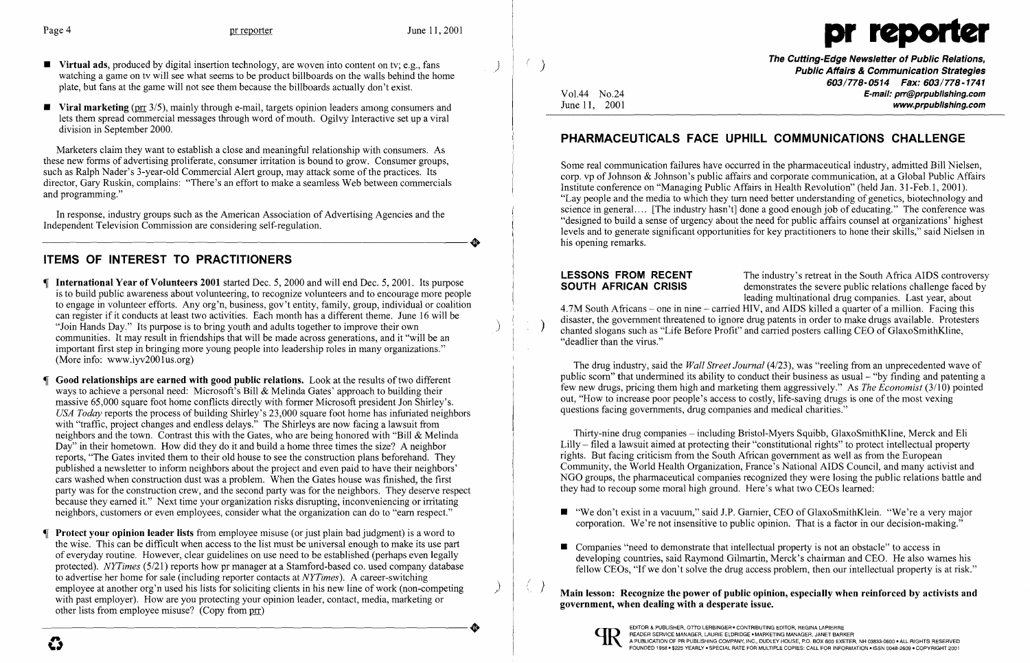- **Virtual ads**, produced by digital insertion technology, are woven into content on tv; e.g., fans watching a game on tv will see what seems to be product billboards on the walls behind the home plate, but fans at the game will not see them because the billboards actually don't exist.

- **Viral marketing** (prr 3/5), mainly through e-mail, targets opinion leaders among consumers and lets them spread commercial messages through word of mouth. Ogilvy Interactive set up a viral division in September 2000.

Marketers claim they want to establish a close and meaningful relationship with consumers. As these new forms of advertising proliferate, consumer irritation is bound to grow. Consumer groups, such as Ralph Nader's 3-year-old Commercial Alert group, may attack some of the practices. Its director, Gary Ruskin, complains: "There's an effort to make a seamless Web between commercials and programming."

In response, industry groups such as the American Association of Advertising Agencies and the Independent Television Commission are considering self-regulation.

## ITEMS OF INTEREST TO PRACTITIONERS

¶ **International Year of Volunteers 2001** started Dec. 5, 2000 and will end Dec. 5, 2001. Its purpose is to build public awareness about volunteering, to recognize volunteers and to encourage more people to engage in volunteer efforts. Any org'n, business, gov't entity, family, group, individual or coalition can register if it conducts at least two activities. Each month has a different theme. June 16 will be "Join Hands Day." Its purpose is to bring youth and adults together to improve their own communities. It may result in friendships that will be made across generations, and it "will be an important first step in bringing more young people into leadership roles in many organizations." (More info: www.iyv2001us.org)

¶ **Good relationships are earned with good public relations.** Look at the results of two different ways to achieve a personal need: Microsoft's Bill & Melinda Gates' approach to building their massive 65,000 square foot home conflicts directly with former Microsoft president Jon Shirley's. *USA Today* reports the process of building Shirley's 23,000 square foot home has infuriated neighbors with "traffic, project changes and endless delays." The Shirleys are now facing a lawsuit from neighbors and the town. Contrast this with the Gates, who are being honored with "Bill & Melinda Day" in their hometown. How did they do it and build a home three times the size? A neighbor reports, "The Gates invited them to their old house to see the construction plans beforehand. They published a newsletter to inform neighbors about the project and even paid to have their neighbors' cars washed when construction dust was a problem. When the Gates house was finished, the first party was for the construction crew, and the second party was for the neighbors. They deserve respect because they earned it." Next time your organization risks disrupting, inconveniencing or irritating neighbors, customers or even employees, consider what the organization can do to "earn respect."

¶ **Protect your opinion leader lists** from employee misuse (or just plain bad judgment) is a word to the wise. This can be difficult when access to the list must be universal enough to make its use part of everyday routine. However, clear guidelines on use need to be established (perhaps even legally protected). *NYTimes* (5/21) reports how pr manager at a Stamford-based co. used company database to advertise her home for sale (including reporter contacts at *NYTimes*). A career-switching employee at another org'n used his lists for soliciting clients in his new line of work (non-competing with past employer). How are you protecting your opinion leader, contact, media, marketing or other lists from employee misuse? (Copy from prr)

# pr reporter

**The Cutting-Edge Newsletter of Public Relations, Public Affairs & Communication Strategies**
**603/778-0514 Fax: 603/778-1741**
**E-mail: prr@prpublishing.com**
**www.prpublishing.com**

Vol.44 No.24
June 11, 2001

## PHARMACEUTICALS FACE UPHILL COMMUNICATIONS CHALLENGE

Some real communication failures have occurred in the pharmaceutical industry, admitted Bill Nielsen, corp. vp of Johnson & Johnson's public affairs and corporate communication, at a Global Public Affairs Institute conference on "Managing Public Affairs in Health Revolution" (held Jan. 31-Feb.1, 2001). "Lay people and the media to which they turn need better understanding of genetics, biotechnology and science in general.... [The industry hasn't] done a good enough job of educating." The conference was "designed to build a sense of urgency about the need for public affairs counsel at organizations' highest levels and to generate significant opportunities for key practitioners to hone their skills," said Nielsen in his opening remarks.

**LESSONS FROM RECENT SOUTH AFRICAN CRISIS**

The industry's retreat in the South Africa AIDS controversy demonstrates the severe public relations challenge faced by leading multinational drug companies. Last year, about 4.7M South Africans – one in nine – carried HIV, and AIDS killed a quarter of a million. Facing this disaster, the government threatened to ignore drug patents in order to make drugs available. Protesters chanted slogans such as "Life Before Profit" and carried posters calling CEO of GlaxoSmithKline, "deadlier than the virus."

The drug industry, said the *Wall Street Journal* (4/23), was "reeling from an unprecedented wave of public scorn" that undermined its ability to conduct their business as usual – "by finding and patenting a few new drugs, pricing them high and marketing them aggressively." As *The Economist* (3/10) pointed out, "How to increase poor people's access to costly, life-saving drugs is one of the most vexing questions facing governments, drug companies and medical charities."

Thirty-nine drug companies – including Bristol-Myers Squibb, GlaxoSmithKline, Merck and Eli Lilly – filed a lawsuit aimed at protecting their "constitutional rights" to protect intellectual property rights. But facing criticism from the South African government as well as from the European Community, the World Health Organization, France's National AIDS Council, and many activist and NGO groups, the pharmaceutical companies recognized they were losing the public relations battle and they had to recoup some moral high ground. Here's what two CEOs learned:

- "We don't exist in a vacuum," said J.P. Garnier, CEO of GlaxoSmithKlein. "We're a very major corporation. We're not insensitive to public opinion. That is a factor in our decision-making."

- Companies "need to demonstrate that intellectual property is not an obstacle" to access in developing countries, said Raymond Gilmartin, Merck's chairman and CEO. He also warnes his fellow CEOs, "If we don't solve the drug access problem, then our intellectual property is at risk."

**Main lesson: Recognize the power of public opinion, especially when reinforced by activists and government, when dealing with a desperate issue.**

EDITOR & PUBLISHER, OTTO LERBINGER • CONTRIBUTING EDITOR, REGINA LAPIERRE
READER SERVICE MANAGER, LAURIE ELDRIDGE • MARKETING MANAGER, JANET BARKER
A PUBLICATION OF PR PUBLISHING COMPANY, INC., DUDLEY HOUSE, P.O. BOX 600 EXETER, NH 03833-0600 • ALL RIGHTS RESERVED
FOUNDED 1958 • $225 YEARLY • SPECIAL RATE FOR MULTIPLE COPIES: CALL FOR INFORMATION • ISSN 0048-2609 • COPYRIGHT 2001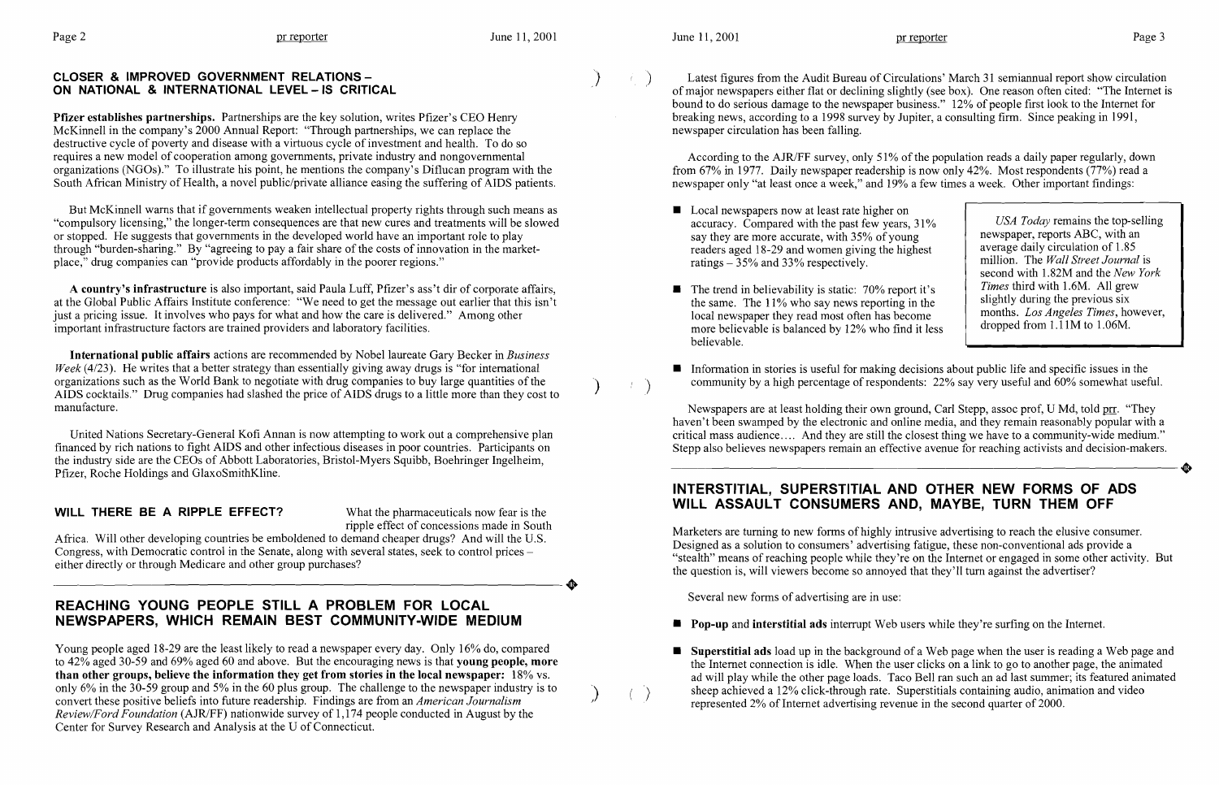## CLOSER & IMPROVED GOVERNMENT RELATIONS – ON NATIONAL & INTERNATIONAL LEVEL – IS CRITICAL

**Pfizer establishes partnerships.** Partnerships are the key solution, writes Pfizer's CEO Henry McKinnell in the company's 2000 Annual Report: "Through partnerships, we can replace the destructive cycle of poverty and disease with a virtuous cycle of investment and health. To do so requires a new model of cooperation among governments, private industry and nongovernmental organizations (NGOs)." To illustrate his point, he mentions the company's Diflucan program with the South African Ministry of Health, a novel public/private alliance easing the suffering of AIDS patients.

But McKinnell warns that if governments weaken intellectual property rights through such means as "compulsory licensing," the longer-term consequences are that new cures and treatments will be slowed or stopped. He suggests that governments in the developed world have an important role to play through "burden-sharing." By "agreeing to pay a fair share of the costs of innovation in the market-place," drug companies can "provide products affordably in the poorer regions."

**A country's infrastructure** is also important, said Paula Luff, Pfizer's ass't dir of corporate affairs, at the Global Public Affairs Institute conference: "We need to get the message out earlier that this isn't just a pricing issue. It involves who pays for what and how the care is delivered." Among other important infrastructure factors are trained providers and laboratory facilities.

**International public affairs** actions are recommended by Nobel laureate Gary Becker in *Business Week* (4/23). He writes that a better strategy than essentially giving away drugs is "for international organizations such as the World Bank to negotiate with drug companies to buy large quantities of the AIDS cocktails." Drug companies had slashed the price of AIDS drugs to a little more than they cost to manufacture.

United Nations Secretary-General Kofi Annan is now attempting to work out a comprehensive plan financed by rich nations to fight AIDS and other infectious diseases in poor countries. Participants on the industry side are the CEOs of Abbott Laboratories, Bristol-Myers Squibb, Boehringer Ingelheim, Pfizer, Roche Holdings and GlaxoSmithKline.

**WILL THERE BE A RIPPLE EFFECT?** What the pharmaceuticals now fear is the ripple effect of concessions made in South Africa. Will other developing countries be emboldened to demand cheaper drugs? And will the U.S. Congress, with Democratic control in the Senate, along with several states, seek to control prices – either directly or through Medicare and other group purchases?

## REACHING YOUNG PEOPLE STILL A PROBLEM FOR LOCAL NEWSPAPERS, WHICH REMAIN BEST COMMUNITY-WIDE MEDIUM

Young people aged 18-29 are the least likely to read a newspaper every day. Only 16% do, compared to 42% aged 30-59 and 69% aged 60 and above. But the encouraging news is that **young people, more than other groups, believe the information they get from stories in the local newspaper:** 18% vs. only 6% in the 30-59 group and 5% in the 60 plus group. The challenge to the newspaper industry is to convert these positive beliefs into future readership. Findings are from an *American Journalism Review/Ford Foundation* (AJR/FF) nationwide survey of 1,174 people conducted in August by the Center for Survey Research and Analysis at the U of Connecticut.

Latest figures from the Audit Bureau of Circulations' March 31 semiannual report show circulation of major newspapers either flat or declining slightly (see box). One reason often cited: "The Internet is bound to do serious damage to the newspaper business." 12% of people first look to the Internet for breaking news, according to a 1998 survey by Jupiter, a consulting firm. Since peaking in 1991, newspaper circulation has been falling.

According to the AJR/FF survey, only 51% of the population reads a daily paper regularly, down from 67% in 1977. Daily newspaper readership is now only 42%. Most respondents (77%) read a newspaper only "at least once a week," and 19% a few times a week. Other important findings:

- Local newspapers now at least rate higher on accuracy. Compared with the past few years, 31% say they are more accurate, with 35% of young readers aged 18-29 and women giving the highest ratings – 35% and 33% respectively.
- The trend in believability is static: 70% report it's the same. The 11% who say news reporting in the local newspaper they read most often has become more believable is balanced by 12% who find it less believable.

> *USA Today* remains the top-selling newspaper, reports ABC, with an average daily circulation of 1.85 million. The *Wall Street Journal* is second with 1.82M and the *New York Times* third with 1.6M. All grew slightly during the previous six months. *Los Angeles Times*, however, dropped from 1.11M to 1.06M.

- Information in stories is useful for making decisions about public life and specific issues in the community by a high percentage of respondents: 22% say very useful and 60% somewhat useful.

Newspapers are at least holding their own ground, Carl Stepp, assoc prof, U Md, told prr. "They haven't been swamped by the electronic and online media, and they remain reasonably popular with a critical mass audience.... And they are still the closest thing we have to a community-wide medium." Stepp also believes newspapers remain an effective avenue for reaching activists and decision-makers.

## INTERSTITIAL, SUPERSTITIAL AND OTHER NEW FORMS OF ADS WILL ASSAULT CONSUMERS AND, MAYBE, TURN THEM OFF

Marketers are turning to new forms of highly intrusive advertising to reach the elusive consumer. Designed as a solution to consumers' advertising fatigue, these non-conventional ads provide a "stealth" means of reaching people while they're on the Internet or engaged in some other activity. But the question is, will viewers become so annoyed that they'll turn against the advertiser?

Several new forms of advertising are in use:

- **Pop-up** and **interstitial ads** interrupt Web users while they're surfing on the Internet.
- **Superstitial ads** load up in the background of a Web page when the user is reading a Web page and the Internet connection is idle. When the user clicks on a link to go to another page, the animated ad will play while the other page loads. Taco Bell ran such an ad last summer; its featured animated sheep achieved a 12% click-through rate. Superstitials containing audio, animation and video represented 2% of Internet advertising revenue in the second quarter of 2000.